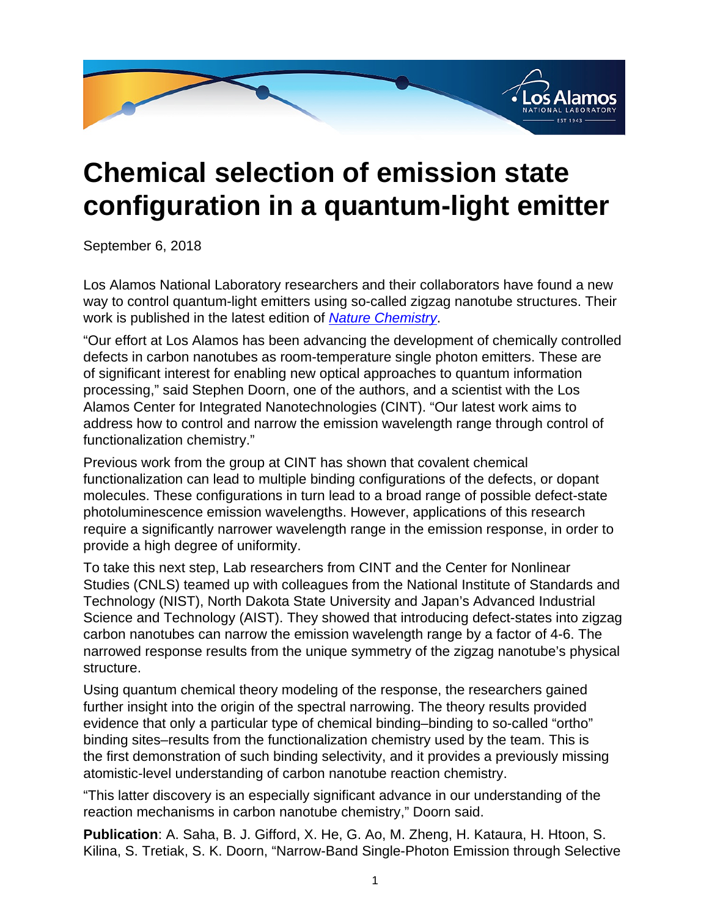# Chemical selection of emission state configuration in a quantum-light emitter

September 6, 2018

Los Alamos National Laboratory researchers and their collaborators have found a new way to control quantum-light emitters using so-called zigzag nanotube structures. Their work is published in the latest edition of *Nature Chemistry*.

“Our effort at Los Alamos has been advancing the development of chemically controlled defects in carbon nanotubes as room-temperature single photon emitters. These are of significant interest for enabling new optical approaches to quantum information processing,” said Stephen Doorn, one of the authors, and a scientist with the Los Alamos Center for Integrated Nanotechnologies (CINT). “Our latest work aims to address how to control and narrow the emission wavelength range through control of functionalization chemistry.”

Previous work from the group at CINT has shown that covalent chemical functionalization can lead to multiple binding configurations of the defects, or dopant molecules. These configurations in turn lead to a broad range of possible defect-state photoluminescence emission wavelengths. However, applications of this research require a significantly narrower wavelength range in the emission response, in order to provide a high degree of uniformity.

To take this next step, Lab researchers from CINT and the Center for Nonlinear Studies (CNLS) teamed up with colleagues from the National Institute of Standards and Technology (NIST), North Dakota State University and Japan’s Advanced Industrial Science and Technology (AIST). They showed that introducing defect-states into zigzag carbon nanotubes can narrow the emission wavelength range by a factor of 4-6. The narrowed response results from the unique symmetry of the zigzag nanotube’s physical structure.

Using quantum chemical theory modeling of the response, the researchers gained further insight into the origin of the spectral narrowing. The theory results provided evidence that only a particular type of chemical binding–binding to so-called “ortho” binding sites–results from the functionalization chemistry used by the team. This is the first demonstration of such binding selectivity, and it provides a previously missing atomistic-level understanding of carbon nanotube reaction chemistry.

“This latter discovery is an especially significant advance in our understanding of the reaction mechanisms in carbon nanotube chemistry,” Doorn said.

**Publication**: A. Saha, B. J. Gifford, X. He, G. Ao, M. Zheng, H. Kataura, H. Htoon, S. Kilina, S. Tretiak, S. K. Doorn, “Narrow-Band Single-Photon Emission through Selective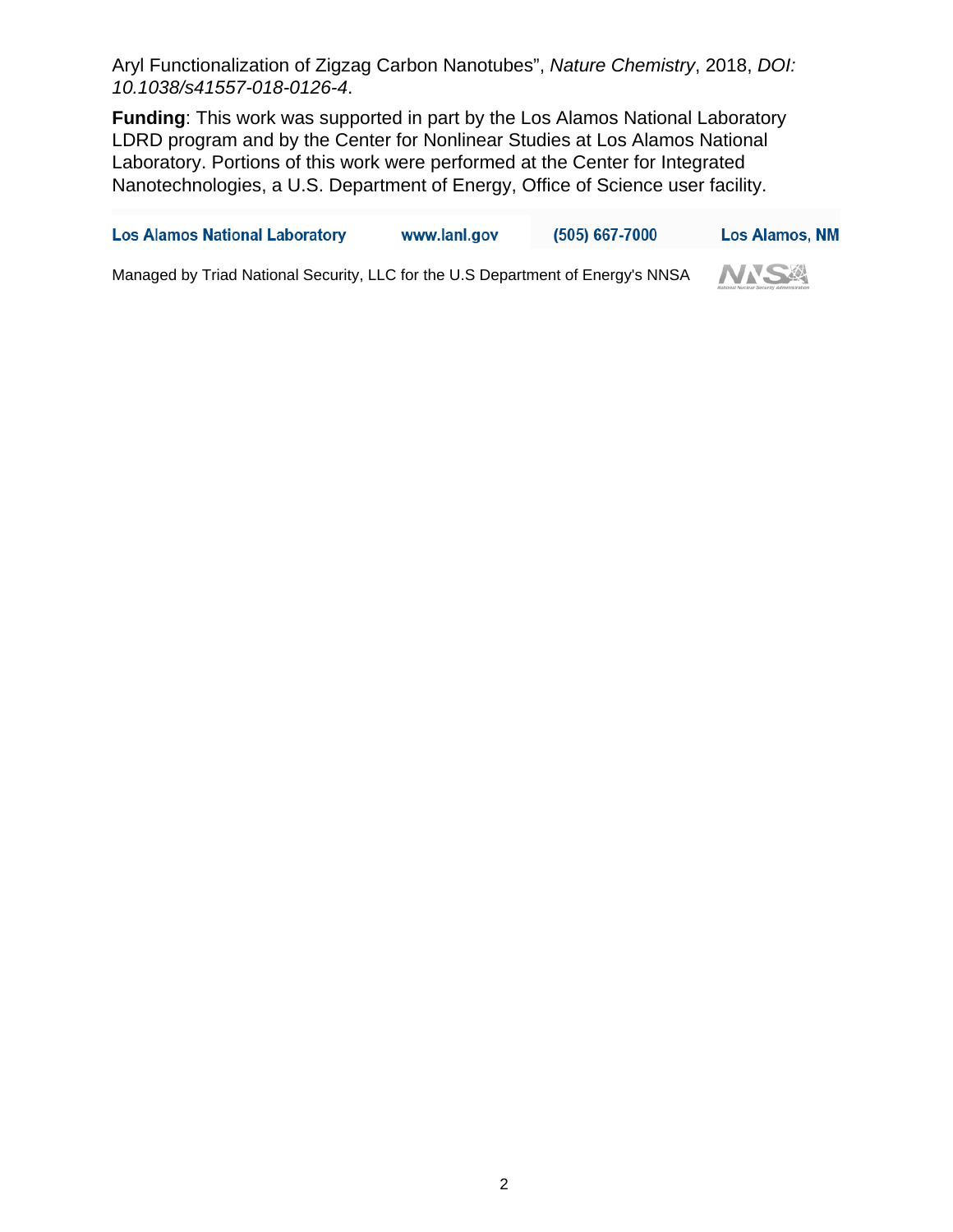Aryl Functionalization of Zigzag Carbon Nanotubes", *Nature Chemistry*, 2018, *DOI: 10.1038/s41557-018-0126-4*.

**Funding**: This work was supported in part by the Los Alamos National Laboratory LDRD program and by the Center for Nonlinear Studies at Los Alamos National Laboratory. Portions of this work were performed at the Center for Integrated Nanotechnologies, a U.S. Department of Energy, Office of Science user facility.

**Los Alamos National Laboratory** | **www.lanl.gov** | **(505) 667-7000** | **Los Alamos, NM**

Managed by Triad National Security, LLC for the U.S Department of Energy's NNSA